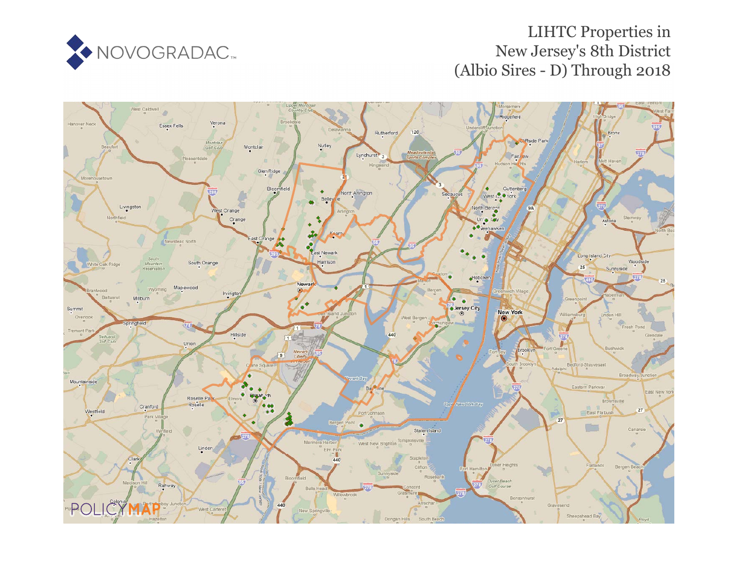NOVOGRADAC

# LIHTC Properties in New Jersey's 8th District (Albio Sires - D) Through 2018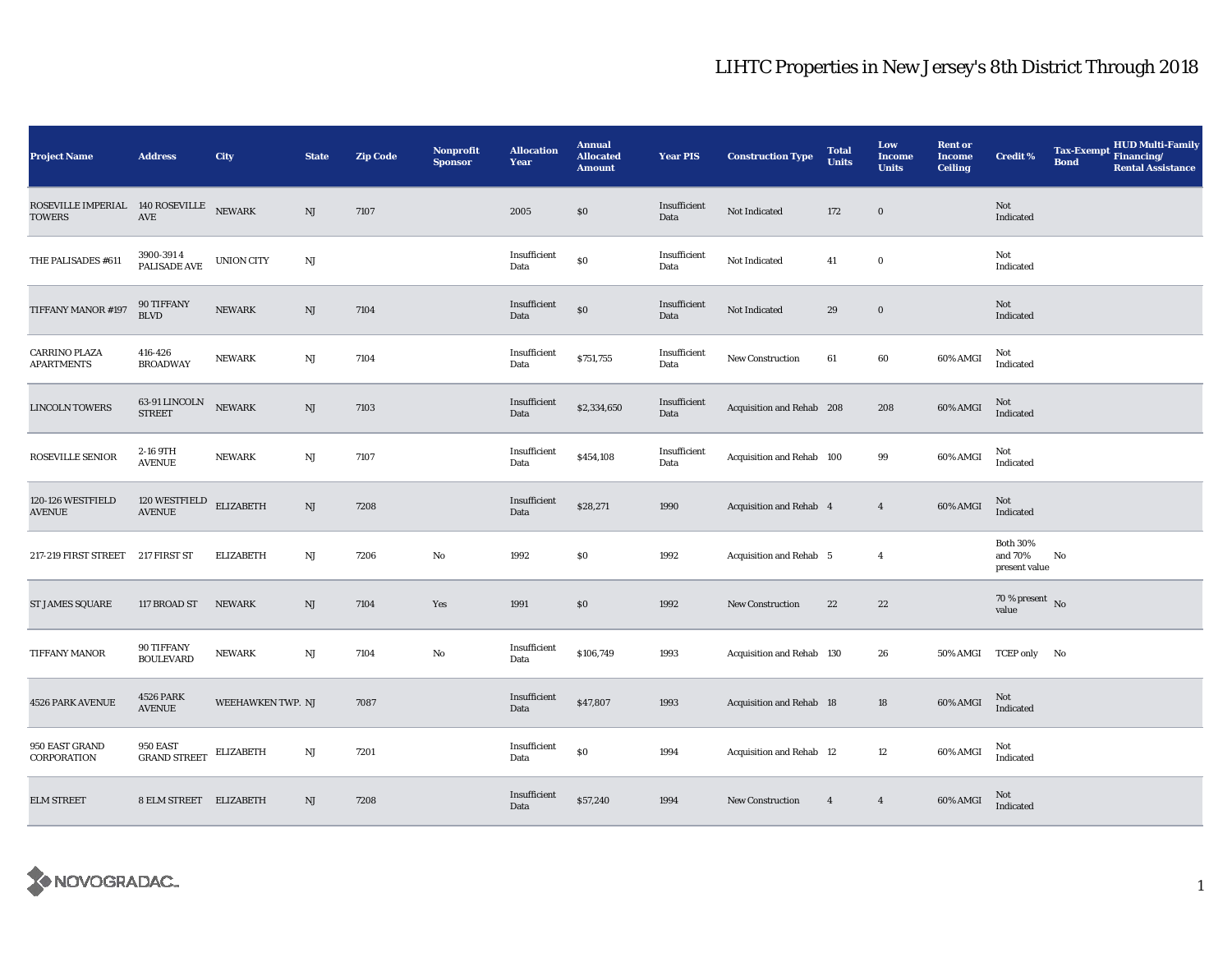# LIHTC Properties in New Jersey's 8th District Through 2018

| Project Name | Address | City | State | Zip Code | Nonprofit Sponsor | Allocation Year | Annual Allocated Amount | Year PIS | Construction Type | Total Units | Low Income Units | Rent or Income Ceiling | Credit % | Tax-Exempt Bond | HUD Multi-Family Financing/ Rental Assistance |
|---|---|---|---|---|---|---|---|---|---|---|---|---|---|---|---|
| ROSEVILLE IMPERIAL TOWERS | 140 ROSEVILLE AVE | NEWARK | NJ | 7107 | | 2005 | $0 | Insufficient Data | Not Indicated | 172 | 0 | | Not Indicated | | |
| THE PALISADES #611 | 3900-3914 PALISADE AVE | UNION CITY | NJ | | | Insufficient Data | $0 | Insufficient Data | Not Indicated | 41 | 0 | | Not Indicated | | |
| TIFFANY MANOR #197 | 90 TIFFANY BLVD | NEWARK | NJ | 7104 | | Insufficient Data | $0 | Insufficient Data | Not Indicated | 29 | 0 | | Not Indicated | | |
| CARRINO PLAZA APARTMENTS | 416-426 BROADWAY | NEWARK | NJ | 7104 | | Insufficient Data | $751,755 | Insufficient Data | New Construction | 61 | 60 | 60% AMGI | Not Indicated | | |
| LINCOLN TOWERS | 63-91 LINCOLN STREET | NEWARK | NJ | 7103 | | Insufficient Data | $2,334,650 | Insufficient Data | Acquisition and Rehab | 208 | 208 | 60% AMGI | Not Indicated | | |
| ROSEVILLE SENIOR | 2-16 9TH AVENUE | NEWARK | NJ | 7107 | | Insufficient Data | $454,108 | Insufficient Data | Acquisition and Rehab | 100 | 99 | 60% AMGI | Not Indicated | | |
| 120-126 WESTFIELD AVENUE | 120 WESTFIELD AVENUE | ELIZABETH | NJ | 7208 | | Insufficient Data | $28,271 | 1990 | Acquisition and Rehab | 4 | 4 | 60% AMGI | Not Indicated | | |
| 217-219 FIRST STREET | 217 FIRST ST | ELIZABETH | NJ | 7206 | No | 1992 | $0 | 1992 | Acquisition and Rehab | 5 | 4 | | Both 30% and 70% present value | No | |
| ST JAMES SQUARE | 117 BROAD ST | NEWARK | NJ | 7104 | Yes | 1991 | $0 | 1992 | New Construction | 22 | 22 | | 70 % present value | No | |
| TIFFANY MANOR | 90 TIFFANY BOULEVARD | NEWARK | NJ | 7104 | No | Insufficient Data | $106,749 | 1993 | Acquisition and Rehab | 130 | 26 | 50% AMGI | TCEP only | No | |
| 4526 PARK AVENUE | 4526 PARK AVENUE | WEEHAWKEN TWP. | NJ | 7087 | | Insufficient Data | $47,807 | 1993 | Acquisition and Rehab | 18 | 18 | 60% AMGI | Not Indicated | | |
| 950 EAST GRAND CORPORATION | 950 EAST GRAND STREET | ELIZABETH | NJ | 7201 | | Insufficient Data | $0 | 1994 | Acquisition and Rehab | 12 | 12 | 60% AMGI | Not Indicated | | |
| ELM STREET | 8 ELM STREET | ELIZABETH | NJ | 7208 | | Insufficient Data | $57,240 | 1994 | New Construction | 4 | 4 | 60% AMGI | Not Indicated | | |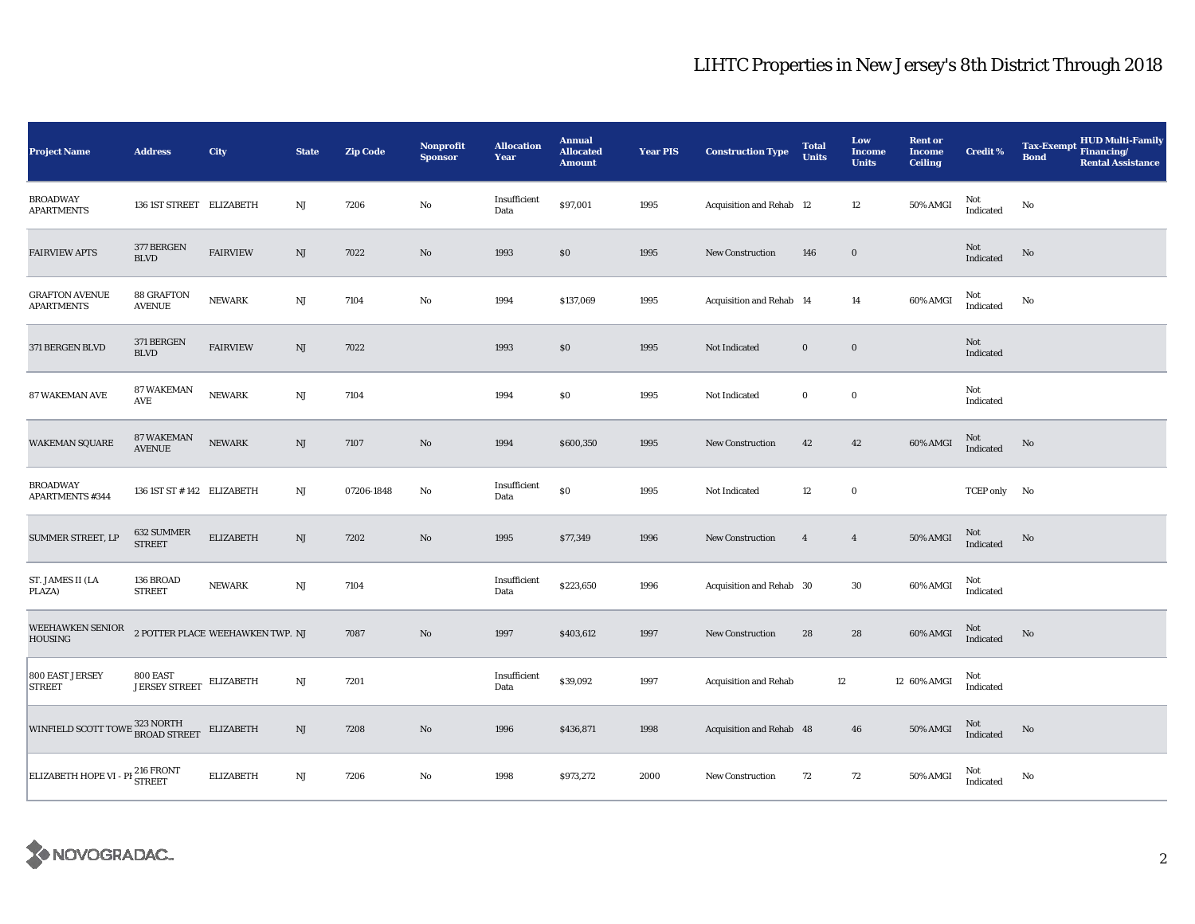# LIHTC Properties in New Jersey's 8th District Through 2018

| Project Name | Address | City | State | Zip Code | Nonprofit Sponsor | Allocation Year | Annual Allocated Amount | Year PIS | Construction Type | Total Units | Low Income Units | Rent or Income Ceiling | Credit % | Tax-Exempt Bond | HUD Multi-Family Financing/ Rental Assistance |
|---|---|---|---|---|---|---|---|---|---|---|---|---|---|---|---|
| BROADWAY APARTMENTS | 136 1ST STREET | ELIZABETH | NJ | 7206 | No | Insufficient Data | $97,001 | 1995 | Acquisition and Rehab | 12 | 12 | 50% AMGI | Not Indicated | No | |
| FAIRVIEW APTS | 377 BERGEN BLVD | FAIRVIEW | NJ | 7022 | No | 1993 | $0 | 1995 | New Construction | 146 | 0 | | Not Indicated | No | |
| GRAFTON AVENUE APARTMENTS | 88 GRAFTON AVENUE | NEWARK | NJ | 7104 | No | 1994 | $137,069 | 1995 | Acquisition and Rehab | 14 | 14 | 60% AMGI | Not Indicated | No | |
| 371 BERGEN BLVD | 371 BERGEN BLVD | FAIRVIEW | NJ | 7022 | | 1993 | $0 | 1995 | Not Indicated | 0 | 0 | | Not Indicated | | |
| 87 WAKEMAN AVE | 87 WAKEMAN AVE | NEWARK | NJ | 7104 | | 1994 | $0 | 1995 | Not Indicated | 0 | 0 | | Not Indicated | | |
| WAKEMAN SQUARE | 87 WAKEMAN AVENUE | NEWARK | NJ | 7107 | No | 1994 | $600,350 | 1995 | New Construction | 42 | 42 | 60% AMGI | Not Indicated | No | |
| BROADWAY APARTMENTS #344 | 136 1ST ST # 142 | ELIZABETH | NJ | 07206-1848 | No | Insufficient Data | $0 | 1995 | Not Indicated | 12 | 0 | | TCEP only | No | |
| SUMMER STREET, LP | 632 SUMMER STREET | ELIZABETH | NJ | 7202 | No | 1995 | $77,349 | 1996 | New Construction | 4 | 4 | 50% AMGI | Not Indicated | No | |
| ST. JAMES II (LA PLAZA) | 136 BROAD STREET | NEWARK | NJ | 7104 | | Insufficient Data | $223,650 | 1996 | Acquisition and Rehab | 30 | 30 | 60% AMGI | Not Indicated | | |
| WEEHAWKEN SENIOR HOUSING | 2 POTTER PLACE | WEEHAWKEN TWP. | NJ | 7087 | No | 1997 | $403,612 | 1997 | New Construction | 28 | 28 | 60% AMGI | Not Indicated | No | |
| 800 EAST JERSEY STREET | 800 EAST JERSEY STREET | ELIZABETH | NJ | 7201 | | Insufficient Data | $39,092 | 1997 | Acquisition and Rehab | 12 | 12 | 60% AMGI | Not Indicated | | |
| WINFIELD SCOTT TOWE | 323 NORTH BROAD STREET | ELIZABETH | NJ | 7208 | No | 1996 | $436,871 | 1998 | Acquisition and Rehab | 48 | 46 | 50% AMGI | Not Indicated | No | |
| ELIZABETH HOPE VI - PI | 216 FRONT STREET | ELIZABETH | NJ | 7206 | No | 1998 | $973,272 | 2000 | New Construction | 72 | 72 | 50% AMGI | Not Indicated | No | |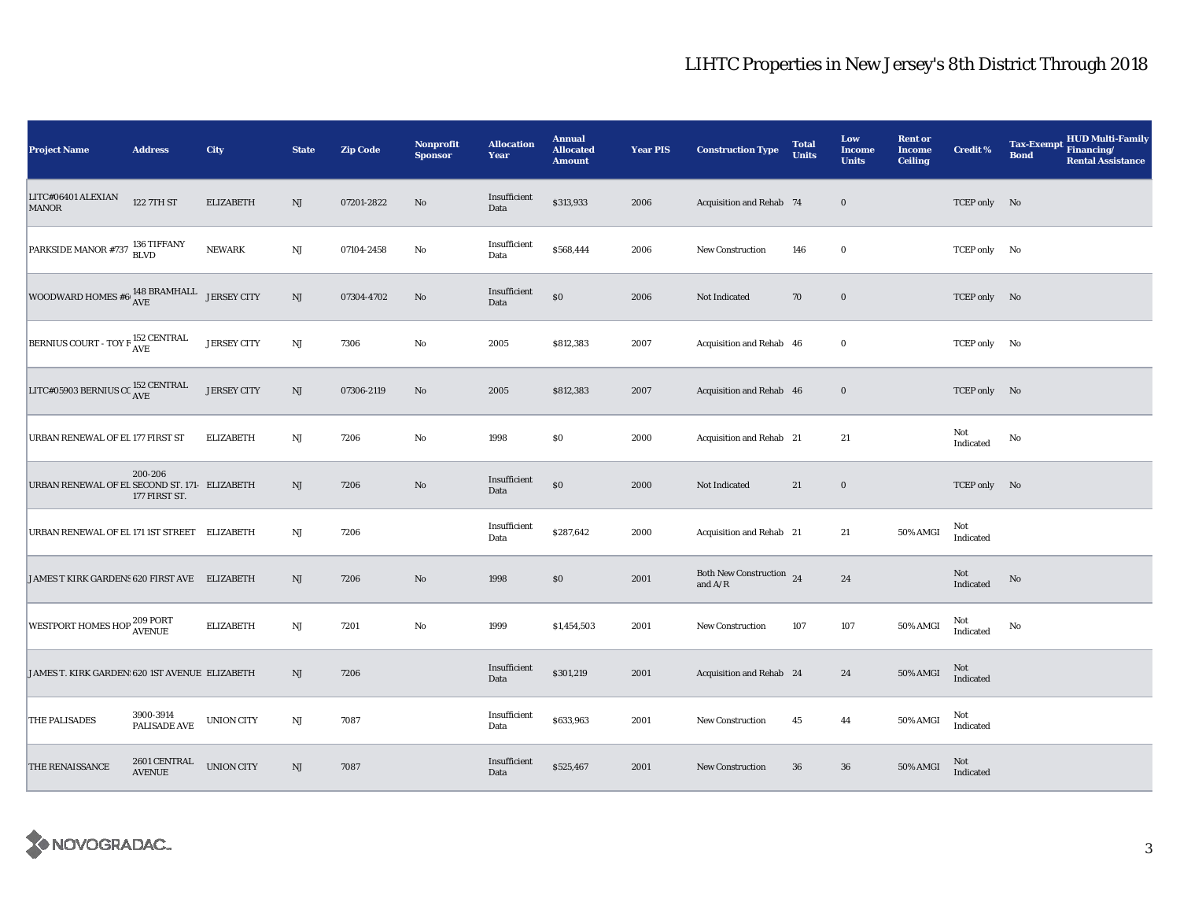# LIHTC Properties in New Jersey's 8th District Through 2018

| Project Name | Address | City | State | Zip Code | Nonprofit Sponsor | Allocation Year | Annual Allocated Amount | Year PIS | Construction Type | Total Units | Low Income Units | Rent or Income Ceiling | Credit % | Tax-Exempt Bond | HUD Multi-Family Financing/ Rental Assistance |
|---|---|---|---|---|---|---|---|---|---|---|---|---|---|---|---|
| LITC#06401 ALEXIAN MANOR | 122 7TH ST | ELIZABETH | NJ | 07201-2822 | No | Insufficient Data | $313,933 | 2006 | Acquisition and Rehab | 74 | 0 | | TCEP only | No | |
| PARKSIDE MANOR #737 | 136 TIFFANY BLVD | NEWARK | NJ | 07104-2458 | No | Insufficient Data | $568,444 | 2006 | New Construction | 146 | 0 | | TCEP only | No | |
| WOODWARD HOMES #6 | 148 BRAMHALL AVE | JERSEY CITY | NJ | 07304-4702 | No | Insufficient Data | $0 | 2006 | Not Indicated | 70 | 0 | | TCEP only | No | |
| BERNIUS COURT - TOY F | 152 CENTRAL AVE | JERSEY CITY | NJ | 7306 | No | 2005 | $812,383 | 2007 | Acquisition and Rehab | 46 | 0 | | TCEP only | No | |
| LITC#05903 BERNIUS CO | 152 CENTRAL AVE | JERSEY CITY | NJ | 07306-2119 | No | 2005 | $812,383 | 2007 | Acquisition and Rehab | 46 | 0 | | TCEP only | No | |
| URBAN RENEWAL OF EL | 177 FIRST ST | ELIZABETH | NJ | 7206 | No | 1998 | $0 | 2000 | Acquisition and Rehab | 21 | 21 | | Not Indicated | No | |
| URBAN RENEWAL OF EL | 200-206 SECOND ST. 171-177 FIRST ST. | ELIZABETH | NJ | 7206 | No | Insufficient Data | $0 | 2000 | Not Indicated | 21 | 0 | | TCEP only | No | |
| URBAN RENEWAL OF EL | 171 1ST STREET | ELIZABETH | NJ | 7206 | | Insufficient Data | $287,642 | 2000 | Acquisition and Rehab | 21 | 21 | 50% AMGI | Not Indicated | | |
| JAMES T KIRK GARDENS | 620 FIRST AVE | ELIZABETH | NJ | 7206 | No | 1998 | $0 | 2001 | Both New Construction and A/R | 24 | 24 | | Not Indicated | No | |
| WESTPORT HOMES HOP | 209 PORT AVENUE | ELIZABETH | NJ | 7201 | No | 1999 | $1,454,503 | 2001 | New Construction | 107 | 107 | 50% AMGI | Not Indicated | No | |
| JAMES T. KIRK GARDENS | 620 1ST AVENUE | ELIZABETH | NJ | 7206 | | Insufficient Data | $301,219 | 2001 | Acquisition and Rehab | 24 | 24 | 50% AMGI | Not Indicated | | |
| THE PALISADES | 3900-3914 PALISADE AVE | UNION CITY | NJ | 7087 | | Insufficient Data | $633,963 | 2001 | New Construction | 45 | 44 | 50% AMGI | Not Indicated | | |
| THE RENAISSANCE | 2601 CENTRAL AVENUE | UNION CITY | NJ | 7087 | | Insufficient Data | $525,467 | 2001 | New Construction | 36 | 36 | 50% AMGI | Not Indicated | | |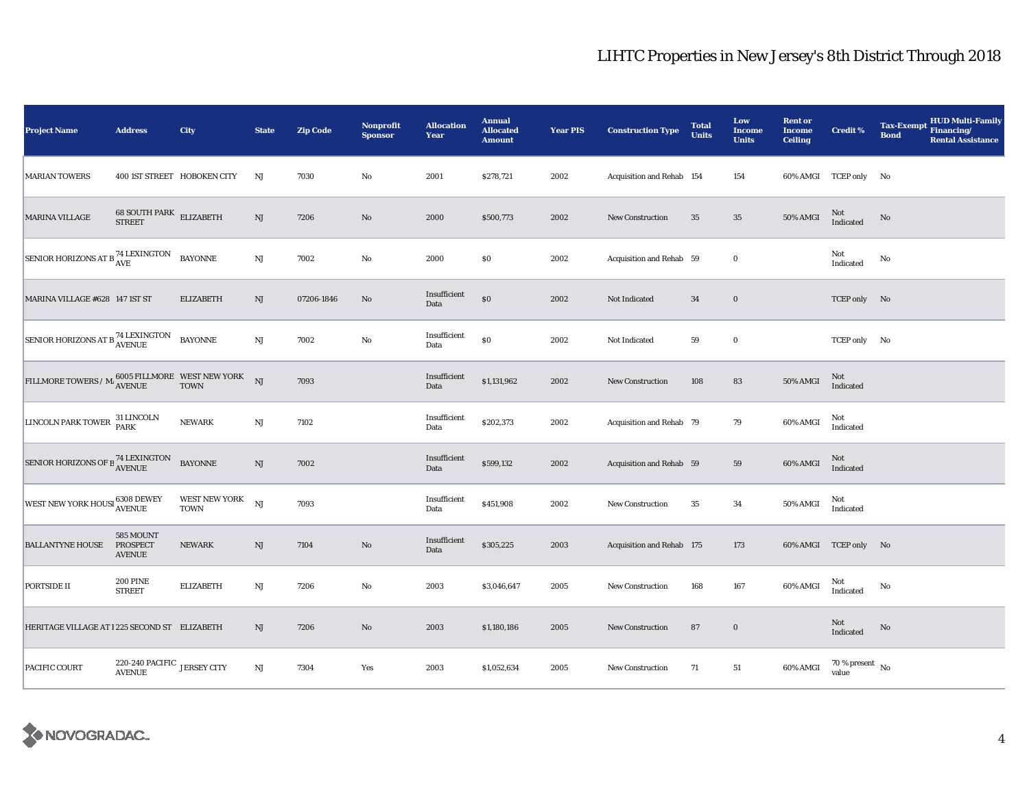# LIHTC Properties in New Jersey's 8th District Through 2018

| Project Name | Address | City | State | Zip Code | Nonprofit Sponsor | Allocation Year | Annual Allocated Amount | Year PIS | Construction Type | Total Units | Low Income Units | Rent or Income Ceiling | Credit % | Tax-Exempt Bond | HUD Multi-Family Financing/ Rental Assistance |
|---|---|---|---|---|---|---|---|---|---|---|---|---|---|---|---|
| MARIAN TOWERS | 400 1ST STREET | HOBOKEN CITY | NJ | 7030 | No | 2001 | $278,721 | 2002 | Acquisition and Rehab | 154 | 154 | 60% AMGI | TCEP only | No | |
| MARINA VILLAGE | 68 SOUTH PARK STREET | ELIZABETH | NJ | 7206 | No | 2000 | $500,773 | 2002 | New Construction | 35 | 35 | 50% AMGI | Not Indicated | No | |
| SENIOR HORIZONS AT B | 74 LEXINGTON AVE | BAYONNE | NJ | 7002 | No | 2000 | $0 | 2002 | Acquisition and Rehab | 59 | 0 | | Not Indicated | No | |
| MARINA VILLAGE #628 | 147 1ST ST | ELIZABETH | NJ | 07206-1846 | No | Insufficient Data | $0 | 2002 | Not Indicated | 34 | 0 | | TCEP only | No | |
| SENIOR HORIZONS AT B | 74 LEXINGTON AVENUE | BAYONNE | NJ | 7002 | No | Insufficient Data | $0 | 2002 | Not Indicated | 59 | 0 | | TCEP only | No | |
| FILLMORE TOWERS / M | 6005 FILLMORE AVENUE | WEST NEW YORK TOWN | NJ | 7093 | | Insufficient Data | $1,131,962 | 2002 | New Construction | 108 | 83 | 50% AMGI | Not Indicated | | |
| LINCOLN PARK TOWER | 31 LINCOLN PARK | NEWARK | NJ | 7102 | | Insufficient Data | $202,373 | 2002 | Acquisition and Rehab | 79 | 79 | 60% AMGI | Not Indicated | | |
| SENIOR HORIZONS OF B | 74 LEXINGTON AVENUE | BAYONNE | NJ | 7002 | | Insufficient Data | $599,132 | 2002 | Acquisition and Rehab | 59 | 59 | 60% AMGI | Not Indicated | | |
| WEST NEW YORK HOUSI | 6308 DEWEY AVENUE | WEST NEW YORK TOWN | NJ | 7093 | | Insufficient Data | $451,908 | 2002 | New Construction | 35 | 34 | 50% AMGI | Not Indicated | | |
| BALLANTYNE HOUSE | 585 MOUNT PROSPECT AVENUE | NEWARK | NJ | 7104 | No | Insufficient Data | $305,225 | 2003 | Acquisition and Rehab | 175 | 173 | 60% AMGI | TCEP only | No | |
| PORTSIDE II | 200 PINE STREET | ELIZABETH | NJ | 7206 | No | 2003 | $3,046,647 | 2005 | New Construction | 168 | 167 | 60% AMGI | Not Indicated | No | |
| HERITAGE VILLAGE AT I | 225 SECOND ST | ELIZABETH | NJ | 7206 | No | 2003 | $1,180,186 | 2005 | New Construction | 87 | 0 | | Not Indicated | No | |
| PACIFIC COURT | 220-240 PACIFIC AVENUE | JERSEY CITY | NJ | 7304 | Yes | 2003 | $1,052,634 | 2005 | New Construction | 71 | 51 | 60% AMGI | 70 % present value | No | |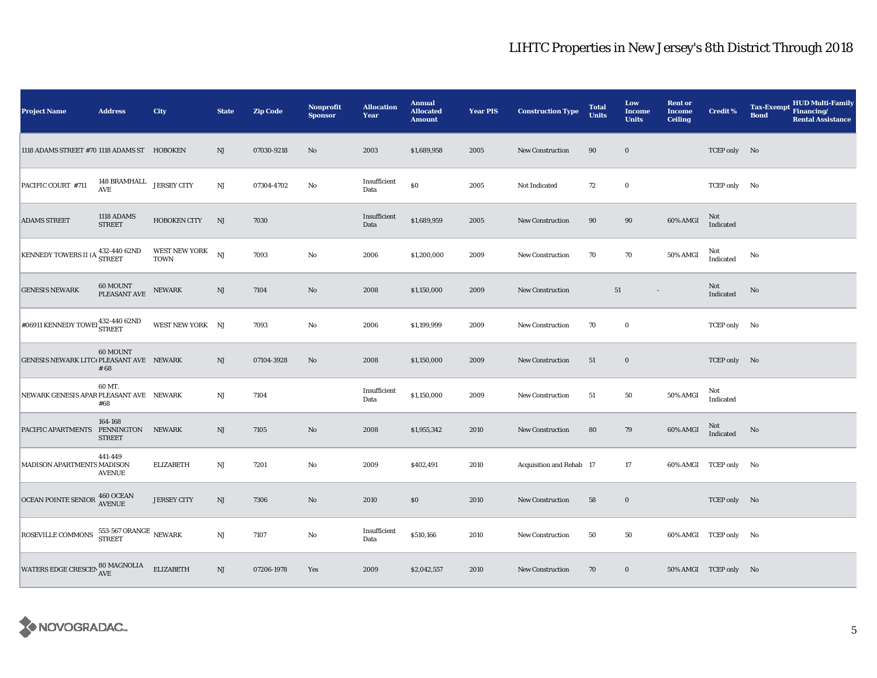## LIHTC Properties in New Jersey's 8th District Through 2018

| Project Name | Address | City | State | Zip Code | Nonprofit Sponsor | Allocation Year | Annual Allocated Amount | Year PIS | Construction Type | Total Units | Low Income Units | Rent or Income Ceiling | Credit % | Tax-Exempt Bond | HUD Multi-Family Financing/ Rental Assistance |
|---|---|---|---|---|---|---|---|---|---|---|---|---|---|---|---|
| 1118 ADAMS STREET #70 | 1118 ADAMS ST | HOBOKEN | NJ | 07030-9218 | No | 2003 | $1,689,958 | 2005 | New Construction | 90 | 0 | | TCEP only | No | |
| PACIFIC COURT #711 | 148 BRAMHALL AVE | JERSEY CITY | NJ | 07304-4702 | No | Insufficient Data | $0 | 2005 | Not Indicated | 72 | 0 | | TCEP only | No | |
| ADAMS STREET | 1118 ADAMS STREET | HOBOKEN CITY | NJ | 7030 | | Insufficient Data | $1,689,959 | 2005 | New Construction | 90 | 90 | 60% AMGI | Not Indicated | | |
| KENNEDY TOWERS II (A' | 432-440 62ND STREET | WEST NEW YORK TOWN | NJ | 7093 | No | 2006 | $1,200,000 | 2009 | New Construction | 70 | 70 | 50% AMGI | Not Indicated | No | |
| GENESIS NEWARK | 60 MOUNT PLEASANT AVE | NEWARK | NJ | 7104 | No | 2008 | $1,150,000 | 2009 | New Construction | 51 | - | | Not Indicated | No | |
| #06911 KENNEDY TOWEI | 432-440 62ND STREET | WEST NEW YORK | NJ | 7093 | No | 2006 | $1,199,999 | 2009 | New Construction | 70 | 0 | | TCEP only | No | |
| GENESIS NEWARK LITC | 60 MOUNT PLEASANT AVE # 68 | NEWARK | NJ | 07104-3928 | No | 2008 | $1,150,000 | 2009 | New Construction | 51 | 0 | | TCEP only | No | |
| NEWARK GENESIS APAR | 60 MT. PLEASANT AVE #68 | NEWARK | NJ | 7104 | | Insufficient Data | $1,150,000 | 2009 | New Construction | 51 | 50 | 50% AMGI | Not Indicated | | |
| PACIFIC APARTMENTS | 164-168 PENNINGTON STREET | NEWARK | NJ | 7105 | No | 2008 | $1,955,342 | 2010 | New Construction | 80 | 79 | 60% AMGI | Not Indicated | No | |
| MADISON APARTMENTS | 441-449 MADISON AVENUE | ELIZABETH | NJ | 7201 | No | 2009 | $402,491 | 2010 | Acquisition and Rehab | 17 | 17 | 60% AMGI | TCEP only | No | |
| OCEAN POINTE SENIOR | 460 OCEAN AVENUE | JERSEY CITY | NJ | 7306 | No | 2010 | $0 | 2010 | New Construction | 58 | 0 | | TCEP only | No | |
| ROSEVILLE COMMONS | 553-567 ORANGE STREET | NEWARK | NJ | 7107 | No | Insufficient Data | $510,166 | 2010 | New Construction | 50 | 50 | 60% AMGI | TCEP only | No | |
| WATERS EDGE CRESCEN | 80 MAGNOLIA AVE | ELIZABETH | NJ | 07206-1978 | Yes | 2009 | $2,042,557 | 2010 | New Construction | 70 | 0 | 50% AMGI | TCEP only | No | |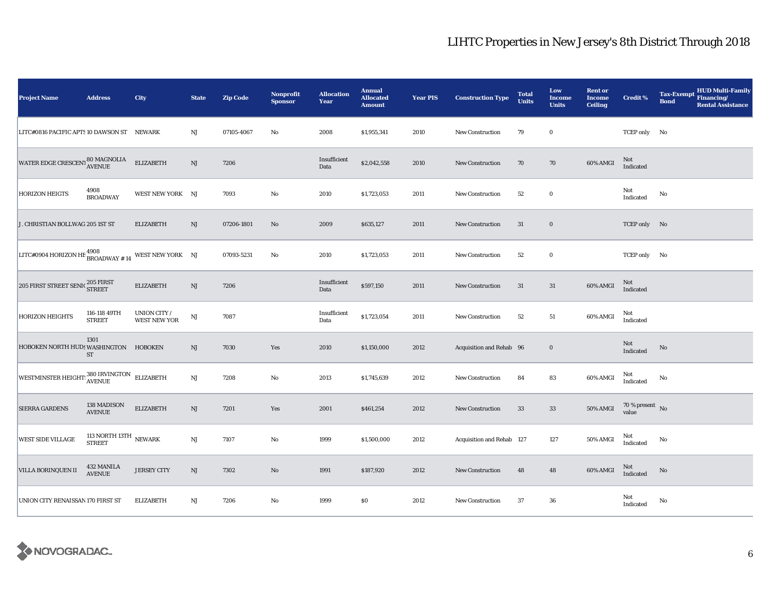# LIHTC Properties in New Jersey's 8th District Through 2018

| Project Name | Address | City | State | Zip Code | Nonprofit Sponsor | Allocation Year | Annual Allocated Amount | Year PIS | Construction Type | Total Units | Low Income Units | Rent or Income Ceiling | Credit % | Tax-Exempt Bond | HUD Multi-Family Financing/ Rental Assistance |
|---|---|---|---|---|---|---|---|---|---|---|---|---|---|---|---|
| LITC#0816 PACIFIC APTS | 10 DAWSON ST | NEWARK | NJ | 07105-4067 | No | 2008 | $1,955,341 | 2010 | New Construction | 79 | 0 | | TCEP only | No | |
| WATER EDGE CRESCENT | 80 MAGNOLIA AVENUE | ELIZABETH | NJ | 7206 | | Insufficient Data | $2,042,558 | 2010 | New Construction | 70 | 70 | 60% AMGI | Not Indicated | | |
| HORIZON HEIGTS | 4908 BROADWAY | WEST NEW YORK | NJ | 7093 | No | 2010 | $1,723,053 | 2011 | New Construction | 52 | 0 | | Not Indicated | No | |
| J. CHRISTIAN BOLLWAG | 205 1ST ST | ELIZABETH | NJ | 07206-1801 | No | 2009 | $635,127 | 2011 | New Construction | 31 | 0 | | TCEP only | No | |
| LITC#0904 HORIZON HE | 4908 BROADWAY # 14 | WEST NEW YORK | NJ | 07093-5231 | No | 2010 | $1,723,053 | 2011 | New Construction | 52 | 0 | | TCEP only | No | |
| 205 FIRST STREET SENI( | 205 FIRST STREET | ELIZABETH | NJ | 7206 | | Insufficient Data | $597,150 | 2011 | New Construction | 31 | 31 | 60% AMGI | Not Indicated | | |
| HORIZON HEIGHTS | 116-118 49TH STREET | UNION CITY / WEST NEW YOR | NJ | 7087 | | Insufficient Data | $1,723,054 | 2011 | New Construction | 52 | 51 | 60% AMGI | Not Indicated | | |
| HOBOKEN NORTH HUDS | 1301 WASHINGTON ST | HOBOKEN | NJ | 7030 | Yes | 2010 | $1,150,000 | 2012 | Acquisition and Rehab | 96 | 0 | | Not Indicated | No | |
| WESTMINSTER HEIGHTS | 380 IRVINGTON AVENUE | ELIZABETH | NJ | 7208 | No | 2013 | $1,745,639 | 2012 | New Construction | 84 | 83 | 60% AMGI | Not Indicated | No | |
| SIERRA GARDENS | 138 MADISON AVENUE | ELIZABETH | NJ | 7201 | Yes | 2001 | $461,254 | 2012 | New Construction | 33 | 33 | 50% AMGI | 70 % present value | No | |
| WEST SIDE VILLAGE | 113 NORTH 13TH STREET | NEWARK | NJ | 7107 | No | 1999 | $1,500,000 | 2012 | Acquisition and Rehab | 127 | 127 | 50% AMGI | Not Indicated | No | |
| VILLA BORINQUEN II | 432 MANILA AVENUE | JERSEY CITY | NJ | 7302 | No | 1991 | $187,920 | 2012 | New Construction | 48 | 48 | 60% AMGI | Not Indicated | No | |
| UNION CITY RENAISSAN | 170 FIRST ST | ELIZABETH | NJ | 7206 | No | 1999 | $0 | 2012 | New Construction | 37 | 36 | | Not Indicated | No | |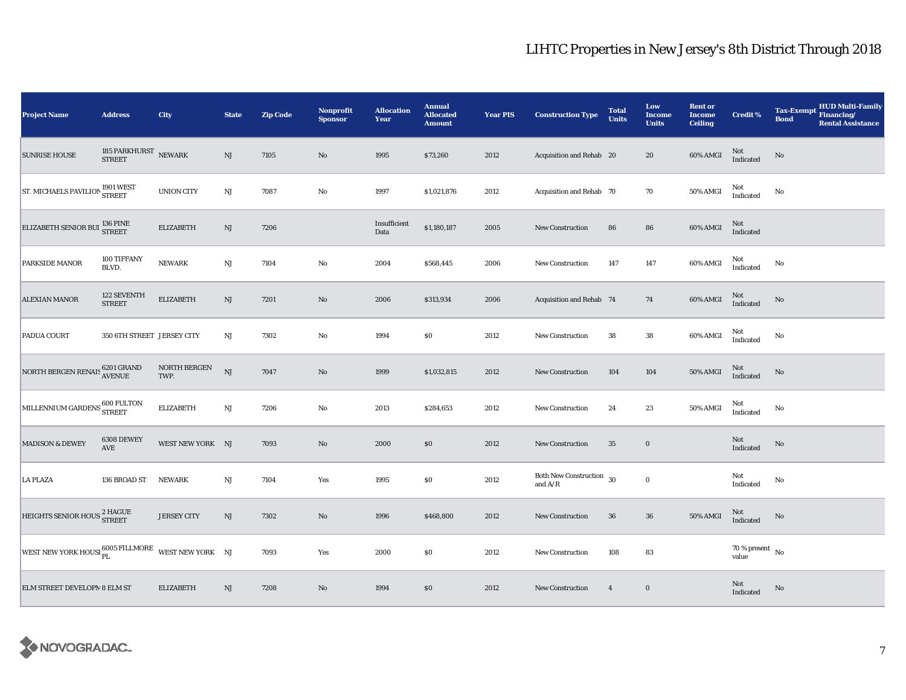# LIHTC Properties in New Jersey's 8th District Through 2018

| Project Name | Address | City | State | Zip Code | Nonprofit Sponsor | Allocation Year | Annual Allocated Amount | Year PIS | Construction Type | Total Units | Low Income Units | Rent or Income Ceiling | Credit % | Tax-Exempt Bond | HUD Multi-Family Financing/ Rental Assistance |
|---|---|---|---|---|---|---|---|---|---|---|---|---|---|---|---|
| SUNRISE HOUSE | 185 PARKHURST STREET | NEWARK | NJ | 7105 | No | 1995 | $73,260 | 2012 | Acquisition and Rehab | 20 | 20 | 60% AMGI | Not Indicated | No | |
| ST. MICHAELS PAVILION | 1901 WEST STREET | UNION CITY | NJ | 7087 | No | 1997 | $1,021,876 | 2012 | Acquisition and Rehab | 70 | 70 | 50% AMGI | Not Indicated | No | |
| ELIZABETH SENIOR BUI | 136 PINE STREET | ELIZABETH | NJ | 7206 | | Insufficient Data | $1,180,187 | 2005 | New Construction | 86 | 86 | 60% AMGI | Not Indicated | | |
| PARKSIDE MANOR | 100 TIFFANY BLVD. | NEWARK | NJ | 7104 | No | 2004 | $568,445 | 2006 | New Construction | 147 | 147 | 60% AMGI | Not Indicated | No | |
| ALEXIAN MANOR | 122 SEVENTH STREET | ELIZABETH | NJ | 7201 | No | 2006 | $313,934 | 2006 | Acquisition and Rehab | 74 | 74 | 60% AMGI | Not Indicated | No | |
| PADUA COURT | 350 6TH STREET | JERSEY CITY | NJ | 7302 | No | 1994 | $0 | 2012 | New Construction | 38 | 38 | 60% AMGI | Not Indicated | No | |
| NORTH BERGEN RENAIS | 6201 GRAND AVENUE | NORTH BERGEN TWP. | NJ | 7047 | No | 1999 | $1,032,815 | 2012 | New Construction | 104 | 104 | 50% AMGI | Not Indicated | No | |
| MILLENNIUM GARDENS | 600 FULTON STREET | ELIZABETH | NJ | 7206 | No | 2013 | $284,653 | 2012 | New Construction | 24 | 23 | 50% AMGI | Not Indicated | No | |
| MADISON & DEWEY | 6308 DEWEY AVE | WEST NEW YORK | NJ | 7093 | No | 2000 | $0 | 2012 | New Construction | 35 | 0 | | Not Indicated | No | |
| LA PLAZA | 136 BROAD ST | NEWARK | NJ | 7104 | Yes | 1995 | $0 | 2012 | Both New Construction and A/R | 30 | 0 | | Not Indicated | No | |
| HEIGHTS SENIOR HOUS | 2 HAGUE STREET | JERSEY CITY | NJ | 7302 | No | 1996 | $468,800 | 2012 | New Construction | 36 | 36 | 50% AMGI | Not Indicated | No | |
| WEST NEW YORK HOUSI | 6005 FILLMORE PL | WEST NEW YORK | NJ | 7093 | Yes | 2000 | $0 | 2012 | New Construction | 108 | 83 | | 70 % present value | No | |
| ELM STREET DEVELOPM | 8 ELM ST | ELIZABETH | NJ | 7208 | No | 1994 | $0 | 2012 | New Construction | 4 | 0 | | Not Indicated | No | |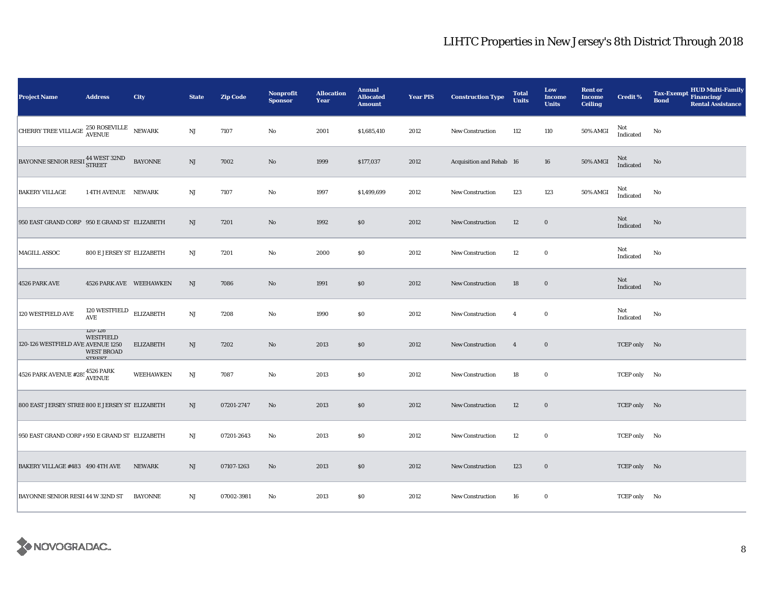# LIHTC Properties in New Jersey's 8th District Through 2018

| Project Name | Address | City | State | Zip Code | Nonprofit Sponsor | Allocation Year | Annual Allocated Amount | Year PIS | Construction Type | Total Units | Low Income Units | Rent or Income Ceiling | Credit % | Tax-Exempt Bond | HUD Multi-Family Financing/ Rental Assistance |
|---|---|---|---|---|---|---|---|---|---|---|---|---|---|---|---|
| CHERRY TREE VILLAGE | 250 ROSEVILLE AVENUE | NEWARK | NJ | 7107 | No | 2001 | $1,685,410 | 2012 | New Construction | 112 | 110 | 50% AMGI | Not Indicated | No | |
| BAYONNE SENIOR RESI | 44 WEST 32ND STREET | BAYONNE | NJ | 7002 | No | 1999 | $177,037 | 2012 | Acquisition and Rehab | 16 | 16 | 50% AMGI | Not Indicated | No | |
| BAKERY VILLAGE | 14TH AVENUE | NEWARK | NJ | 7107 | No | 1997 | $1,499,699 | 2012 | New Construction | 123 | 123 | 50% AMGI | Not Indicated | No | |
| 950 EAST GRAND CORP | 950 E GRAND ST | ELIZABETH | NJ | 7201 | No | 1992 | $0 | 2012 | New Construction | 12 | 0 | | Not Indicated | No | |
| MAGILL ASSOC | 800 E JERSEY ST | ELIZABETH | NJ | 7201 | No | 2000 | $0 | 2012 | New Construction | 12 | 0 | | Not Indicated | No | |
| 4526 PARK AVE | 4526 PARK AVE | WEEHAWKEN | NJ | 7086 | No | 1991 | $0 | 2012 | New Construction | 18 | 0 | | Not Indicated | No | |
| 120 WESTFIELD AVE | 120 WESTFIELD AVE | ELIZABETH | NJ | 7208 | No | 1990 | $0 | 2012 | New Construction | 4 | 0 | | Not Indicated | No | |
| 120-126 WESTFIELD AVE | 120-126 WESTFIELD AVENUE 1250 WEST BROAD STREET | ELIZABETH | NJ | 7202 | No | 2013 | $0 | 2012 | New Construction | 4 | 0 | | TCEP only | No | |
| 4526 PARK AVENUE #285 | 4526 PARK AVENUE | WEEHAWKEN | NJ | 7087 | No | 2013 | $0 | 2012 | New Construction | 18 | 0 | | TCEP only | No | |
| 800 EAST JERSEY STREE | 800 E JERSEY ST | ELIZABETH | NJ | 07201-2747 | No | 2013 | $0 | 2012 | New Construction | 12 | 0 | | TCEP only | No | |
| 950 EAST GRAND CORP # | 950 E GRAND ST | ELIZABETH | NJ | 07201-2643 | No | 2013 | $0 | 2012 | New Construction | 12 | 0 | | TCEP only | No | |
| BAKERY VILLAGE #483 | 490 4TH AVE | NEWARK | NJ | 07107-1263 | No | 2013 | $0 | 2012 | New Construction | 123 | 0 | | TCEP only | No | |
| BAYONNE SENIOR RESI | 44 W 32ND ST | BAYONNE | NJ | 07002-3981 | No | 2013 | $0 | 2012 | New Construction | 16 | 0 | | TCEP only | No | |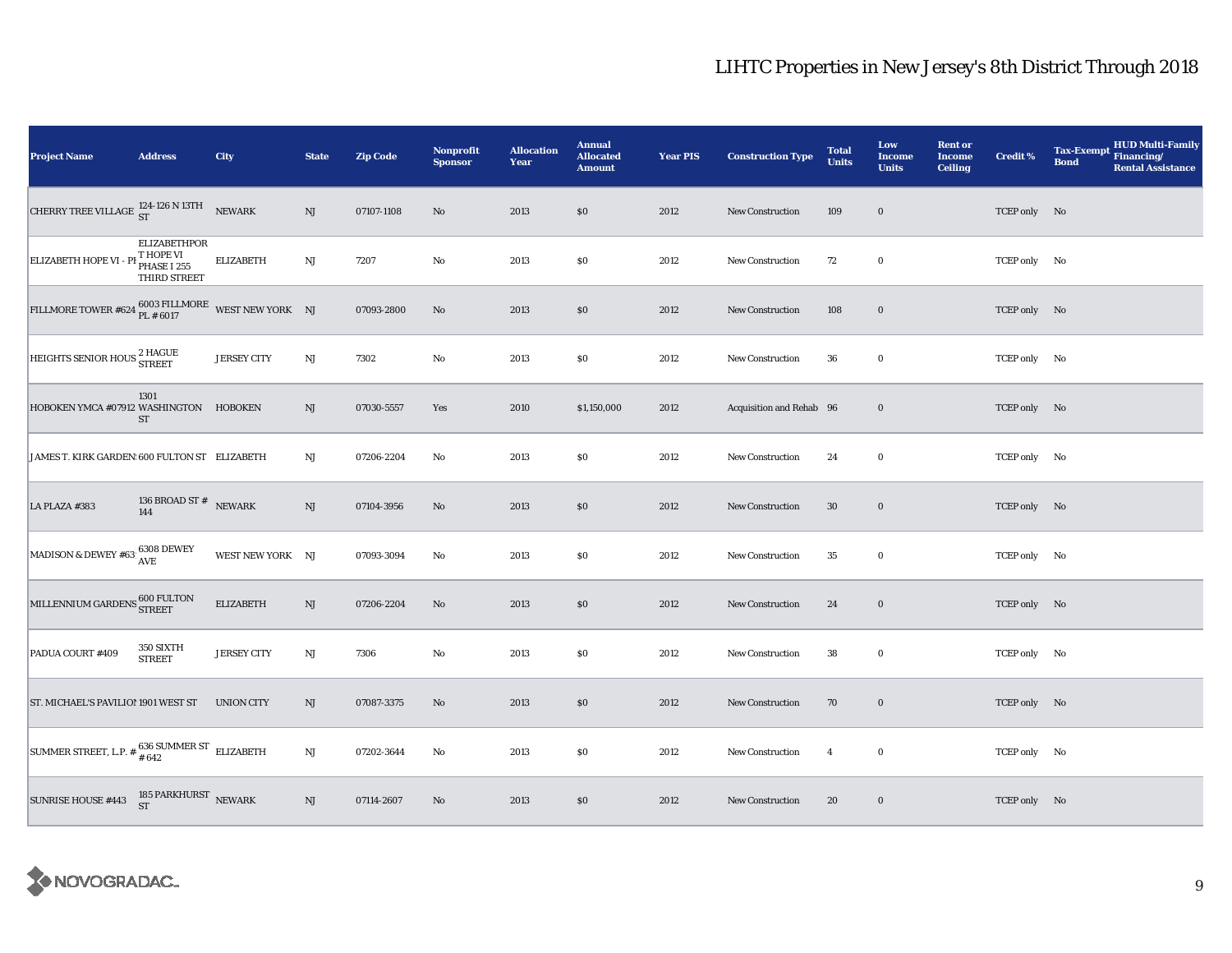# LIHTC Properties in New Jersey's 8th District Through 2018

| Project Name | Address | City | State | Zip Code | Nonprofit Sponsor | Allocation Year | Annual Allocated Amount | Year PIS | Construction Type | Total Units | Low Income Units | Rent or Income Ceiling | Credit % | Tax-Exempt Bond | HUD Multi-Family Financing/ Rental Assistance |
|---|---|---|---|---|---|---|---|---|---|---|---|---|---|---|---|
| CHERRY TREE VILLAGE | 124-126 N 13TH ST | NEWARK | NJ | 07107-1108 | No | 2013 | $0 | 2012 | New Construction | 109 | 0 | | TCEP only | No | |
| ELIZABETH HOPE VI - PH | ELIZABETHPORT HOPE VI PHASE I 255 THIRD STREET | ELIZABETH | NJ | 7207 | No | 2013 | $0 | 2012 | New Construction | 72 | 0 | | TCEP only | No | |
| FILLMORE TOWER #624 | 6003 FILLMORE PL # 6017 | WEST NEW YORK | NJ | 07093-2800 | No | 2013 | $0 | 2012 | New Construction | 108 | 0 | | TCEP only | No | |
| HEIGHTS SENIOR HOUS | 2 HAGUE STREET | JERSEY CITY | NJ | 7302 | No | 2013 | $0 | 2012 | New Construction | 36 | 0 | | TCEP only | No | |
| HOBOKEN YMCA #07912 | 1301 WASHINGTON ST | HOBOKEN | NJ | 07030-5557 | Yes | 2010 | $1,150,000 | 2012 | Acquisition and Rehab | 96 | 0 | | TCEP only | No | |
| JAMES T. KIRK GARDEN: | 600 FULTON ST | ELIZABETH | NJ | 07206-2204 | No | 2013 | $0 | 2012 | New Construction | 24 | 0 | | TCEP only | No | |
| LA PLAZA #383 | 136 BROAD ST # 144 | NEWARK | NJ | 07104-3956 | No | 2013 | $0 | 2012 | New Construction | 30 | 0 | | TCEP only | No | |
| MADISON & DEWEY #63: | 6308 DEWEY AVE | WEST NEW YORK | NJ | 07093-3094 | No | 2013 | $0 | 2012 | New Construction | 35 | 0 | | TCEP only | No | |
| MILLENNIUM GARDENS | 600 FULTON STREET | ELIZABETH | NJ | 07206-2204 | No | 2013 | $0 | 2012 | New Construction | 24 | 0 | | TCEP only | No | |
| PADUA COURT #409 | 350 SIXTH STREET | JERSEY CITY | NJ | 7306 | No | 2013 | $0 | 2012 | New Construction | 38 | 0 | | TCEP only | No | |
| ST. MICHAEL'S PAVILIOI | 1901 WEST ST | UNION CITY | NJ | 07087-3375 | No | 2013 | $0 | 2012 | New Construction | 70 | 0 | | TCEP only | No | |
| SUMMER STREET, L.P. # | 636 SUMMER ST # 642 | ELIZABETH | NJ | 07202-3644 | No | 2013 | $0 | 2012 | New Construction | 4 | 0 | | TCEP only | No | |
| SUNRISE HOUSE #443 | 185 PARKHURST ST | NEWARK | NJ | 07114-2607 | No | 2013 | $0 | 2012 | New Construction | 20 | 0 | | TCEP only | No | |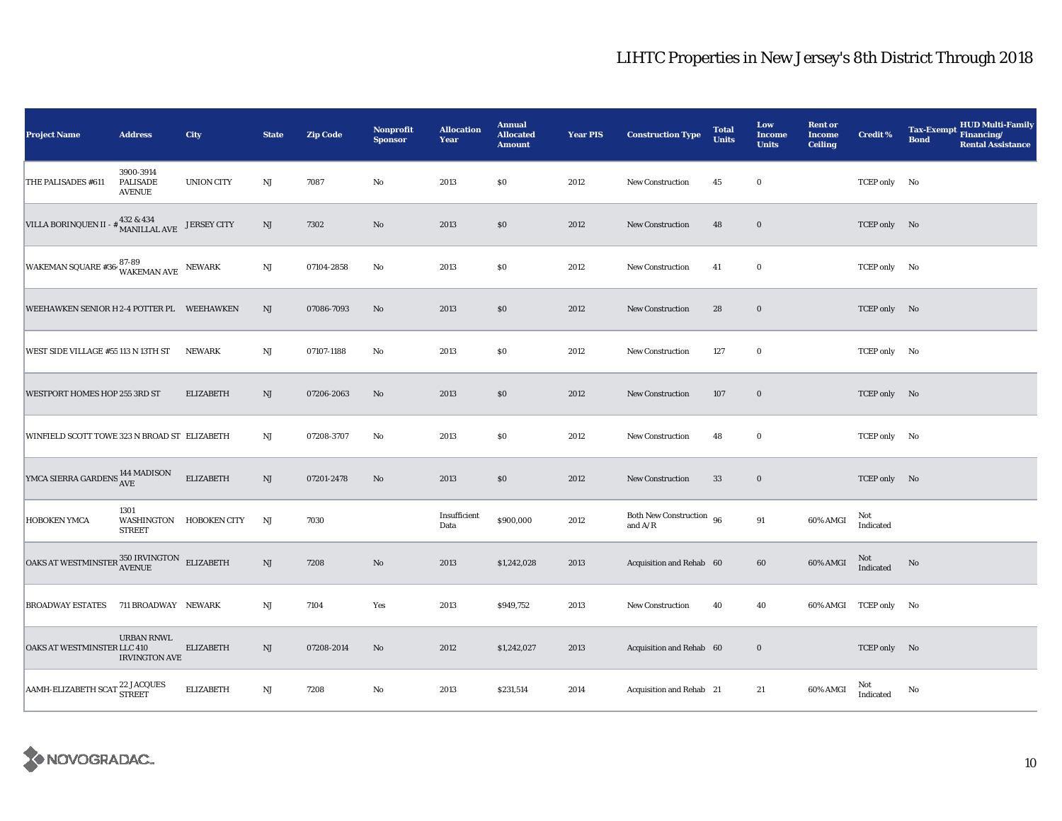# LIHTC Properties in New Jersey's 8th District Through 2018

| Project Name | Address | City | State | Zip Code | Nonprofit Sponsor | Allocation Year | Annual Allocated Amount | Year PIS | Construction Type | Total Units | Low Income Units | Rent or Income Ceiling | Credit % | Tax-Exempt Bond | HUD Multi-Family Financing/ Rental Assistance |
|---|---|---|---|---|---|---|---|---|---|---|---|---|---|---|---|
| THE PALISADES #611 | 3900-3914 PALISADE AVENUE | UNION CITY | NJ | 7087 | No | 2013 | $0 | 2012 | New Construction | 45 | 0 | | TCEP only | No | |
| VILLA BORINQUEN II - # | 432 & 434 MANILLAL AVE | JERSEY CITY | NJ | 7302 | No | 2013 | $0 | 2012 | New Construction | 48 | 0 | | TCEP only | No | |
| WAKEMAN SQUARE #36 | 87-89 WAKEMAN AVE | NEWARK | NJ | 07104-2858 | No | 2013 | $0 | 2012 | New Construction | 41 | 0 | | TCEP only | No | |
| WEEHAWKEN SENIOR H | 2-4 POTTER PL | WEEHAWKEN | NJ | 07086-7093 | No | 2013 | $0 | 2012 | New Construction | 28 | 0 | | TCEP only | No | |
| WEST SIDE VILLAGE #55 | 113 N 13TH ST | NEWARK | NJ | 07107-1188 | No | 2013 | $0 | 2012 | New Construction | 127 | 0 | | TCEP only | No | |
| WESTPORT HOMES HOP | 255 3RD ST | ELIZABETH | NJ | 07206-2063 | No | 2013 | $0 | 2012 | New Construction | 107 | 0 | | TCEP only | No | |
| WINFIELD SCOTT TOWE | 323 N BROAD ST | ELIZABETH | NJ | 07208-3707 | No | 2013 | $0 | 2012 | New Construction | 48 | 0 | | TCEP only | No | |
| YMCA SIERRA GARDENS | 144 MADISON AVE | ELIZABETH | NJ | 07201-2478 | No | 2013 | $0 | 2012 | New Construction | 33 | 0 | | TCEP only | No | |
| HOBOKEN YMCA | 1301 WASHINGTON STREET | HOBOKEN CITY | NJ | 7030 | | Insufficient Data | $900,000 | 2012 | Both New Construction and A/R | 96 | 91 | 60% AMGI | Not Indicated | | |
| OAKS AT WESTMINSTER | 350 IRVINGTON AVENUE | ELIZABETH | NJ | 7208 | No | 2013 | $1,242,028 | 2013 | Acquisition and Rehab | 60 | 60 | 60% AMGI | Not Indicated | No | |
| BROADWAY ESTATES | 711 BROADWAY | NEWARK | NJ | 7104 | Yes | 2013 | $949,752 | 2013 | New Construction | 40 | 40 | 60% AMGI | TCEP only | No | |
| OAKS AT WESTMINSTER | URBAN RNWL LLC 410 IRVINGTON AVE | ELIZABETH | NJ | 07208-2014 | No | 2012 | $1,242,027 | 2013 | Acquisition and Rehab | 60 | 0 | | TCEP only | No | |
| AAMH-ELIZABETH SCAT | 22 JACQUES STREET | ELIZABETH | NJ | 7208 | No | 2013 | $231,514 | 2014 | Acquisition and Rehab | 21 | 21 | 60% AMGI | Not Indicated | No | |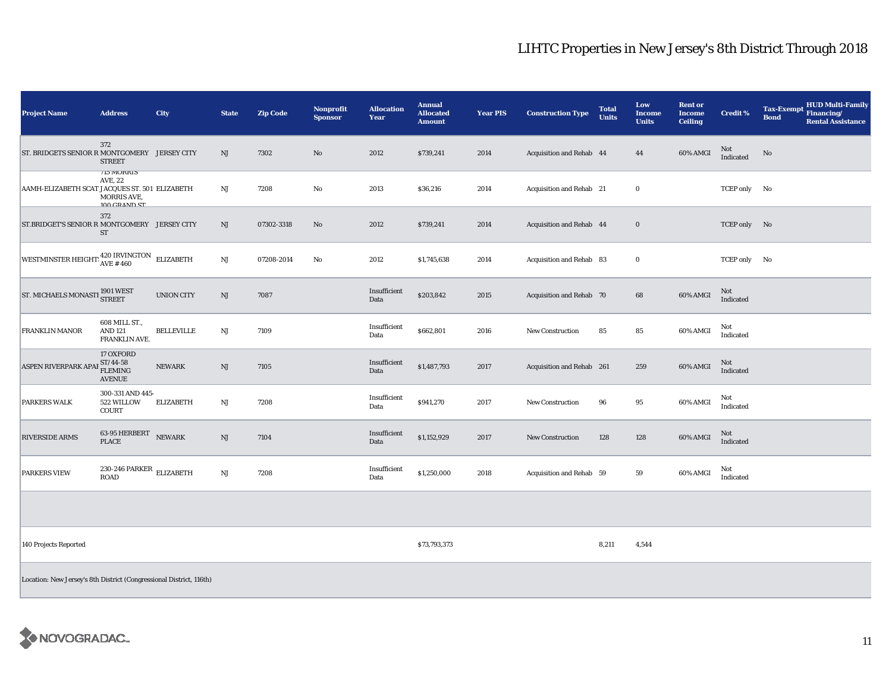# LIHTC Properties in New Jersey's 8th District Through 2018

| Project Name | Address | City | State | Zip Code | Nonprofit Sponsor | Allocation Year | Annual Allocated Amount | Year PIS | Construction Type | Total Units | Low Income Units | Rent or Income Ceiling | Credit % | Tax-Exempt Bond | HUD Multi-Family Financing/ Rental Assistance |
|---|---|---|---|---|---|---|---|---|---|---|---|---|---|---|---|
| ST. BRIDGETS SENIOR R | 372 MONTGOMERY STREET | JERSEY CITY | NJ | 7302 | No | 2012 | $739,241 | 2014 | Acquisition and Rehab | 44 | 44 | 60% AMGI | Not Indicated | No | |
| AAMH-ELIZABETH SCAT | 715 MORRIS AVE, 22 JACQUES ST. 501 MORRIS AVE, 100 GRAND ST | ELIZABETH | NJ | 7208 | No | 2013 | $36,216 | 2014 | Acquisition and Rehab | 21 | 0 | | TCEP only | No | |
| ST.BRIDGET'S SENIOR R | 372 MONTGOMERY ST | JERSEY CITY | NJ | 07302-3318 | No | 2012 | $739,241 | 2014 | Acquisition and Rehab | 44 | 0 | | TCEP only | No | |
| WESTMINSTER HEIGHT: | 420 IRVINGTON AVE # 460 | ELIZABETH | NJ | 07208-2014 | No | 2012 | $1,745,638 | 2014 | Acquisition and Rehab | 83 | 0 | | TCEP only | No | |
| ST. MICHAELS MONASTI | 1901 WEST STREET | UNION CITY | NJ | 7087 | | Insufficient Data | $203,842 | 2015 | Acquisition and Rehab | 70 | 68 | 60% AMGI | Not Indicated | | |
| FRANKLIN MANOR | 608 MILL ST., AND 121 FRANKLIN AVE. | BELLEVILLE | NJ | 7109 | | Insufficient Data | $662,801 | 2016 | New Construction | 85 | 85 | 60% AMGI | Not Indicated | | |
| ASPEN RIVERPARK APAI | 17 OXFORD ST/44-58 FLEMING AVENUE | NEWARK | NJ | 7105 | | Insufficient Data | $1,487,793 | 2017 | Acquisition and Rehab | 261 | 259 | 60% AMGI | Not Indicated | | |
| PARKERS WALK | 300-331 AND 445-522 WILLOW COURT | ELIZABETH | NJ | 7208 | | Insufficient Data | $941,270 | 2017 | New Construction | 96 | 95 | 60% AMGI | Not Indicated | | |
| RIVERSIDE ARMS | 63-95 HERBERT PLACE | NEWARK | NJ | 7104 | | Insufficient Data | $1,152,929 | 2017 | New Construction | 128 | 128 | 60% AMGI | Not Indicated | | |
| PARKERS VIEW | 230-246 PARKER ROAD | ELIZABETH | NJ | 7208 | | Insufficient Data | $1,250,000 | 2018 | Acquisition and Rehab | 59 | 59 | 60% AMGI | Not Indicated | | |
| | | | | | | | | | | | | | | | |
| 140 Projects Reported | | | | | | | $73,793,373 | | | 8,211 | 4,544 | | | | |
| Location: New Jersey's 8th District (Congressional District, 116th) | | | | | | | | | | | | | | | |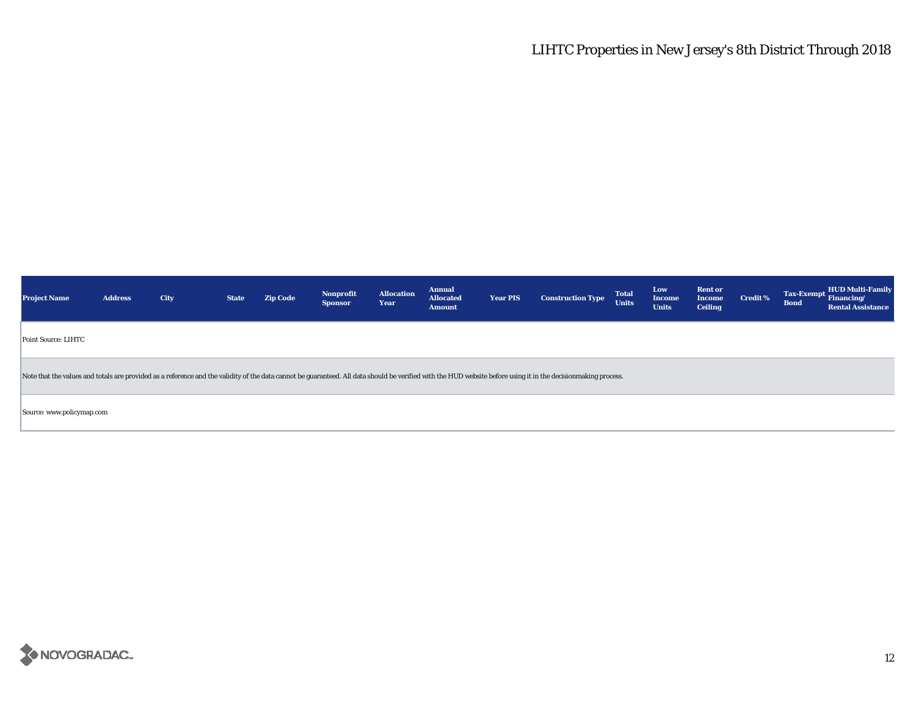# LIHTC Properties in New Jersey's 8th District Through 2018

| Project Name | Address | City | State | Zip Code | Nonprofit Sponsor | Allocation Year | Annual Allocated Amount | Year PIS | Construction Type | Total Units | Low Income Units | Rent or Income Ceiling | Credit % | Tax-Exempt Bond | HUD Multi-Family Financing/ Rental Assistance |
|---|---|---|---|---|---|---|---|---|---|---|---|---|---|---|---|

Point Source: LIHTC

Note that the values and totals are provided as a reference and the validity of the data cannot be guaranteed. All data should be verified with the HUD website before using it in the decisionmaking process.

Source: www.policymap.com